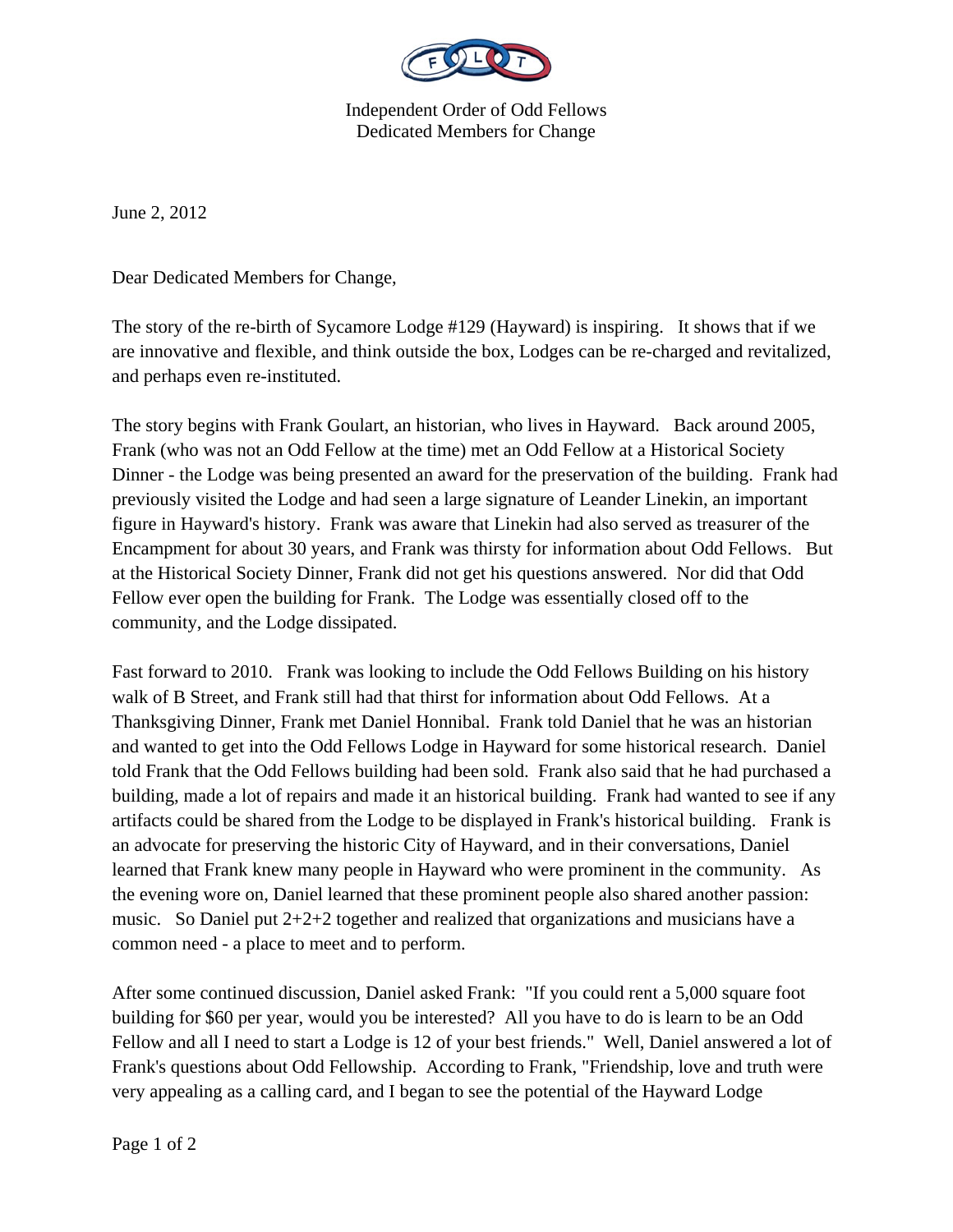Independent Order of Odd Fellows
Dedicated Members for Change

June 2, 2012

Dear Dedicated Members for Change,

The story of the re-birth of Sycamore Lodge #129 (Hayward) is inspiring. It shows that if we are innovative and flexible, and think outside the box, Lodges can be re-charged and revitalized, and perhaps even re-instituted.

The story begins with Frank Goulart, an historian, who lives in Hayward. Back around 2005, Frank (who was not an Odd Fellow at the time) met an Odd Fellow at a Historical Society Dinner - the Lodge was being presented an award for the preservation of the building. Frank had previously visited the Lodge and had seen a large signature of Leander Linekin, an important figure in Hayward's history. Frank was aware that Linekin had also served as treasurer of the Encampment for about 30 years, and Frank was thirsty for information about Odd Fellows. But at the Historical Society Dinner, Frank did not get his questions answered. Nor did that Odd Fellow ever open the building for Frank. The Lodge was essentially closed off to the community, and the Lodge dissipated.

Fast forward to 2010. Frank was looking to include the Odd Fellows Building on his history walk of B Street, and Frank still had that thirst for information about Odd Fellows. At a Thanksgiving Dinner, Frank met Daniel Honnibal. Frank told Daniel that he was an historian and wanted to get into the Odd Fellows Lodge in Hayward for some historical research. Daniel told Frank that the Odd Fellows building had been sold. Frank also said that he had purchased a building, made a lot of repairs and made it an historical building. Frank had wanted to see if any artifacts could be shared from the Lodge to be displayed in Frank's historical building. Frank is an advocate for preserving the historic City of Hayward, and in their conversations, Daniel learned that Frank knew many people in Hayward who were prominent in the community. As the evening wore on, Daniel learned that these prominent people also shared another passion: music. So Daniel put 2+2+2 together and realized that organizations and musicians have a common need - a place to meet and to perform.

After some continued discussion, Daniel asked Frank: "If you could rent a 5,000 square foot building for $60 per year, would you be interested? All you have to do is learn to be an Odd Fellow and all I need to start a Lodge is 12 of your best friends." Well, Daniel answered a lot of Frank's questions about Odd Fellowship. According to Frank, "Friendship, love and truth were very appealing as a calling card, and I began to see the potential of the Hayward Lodge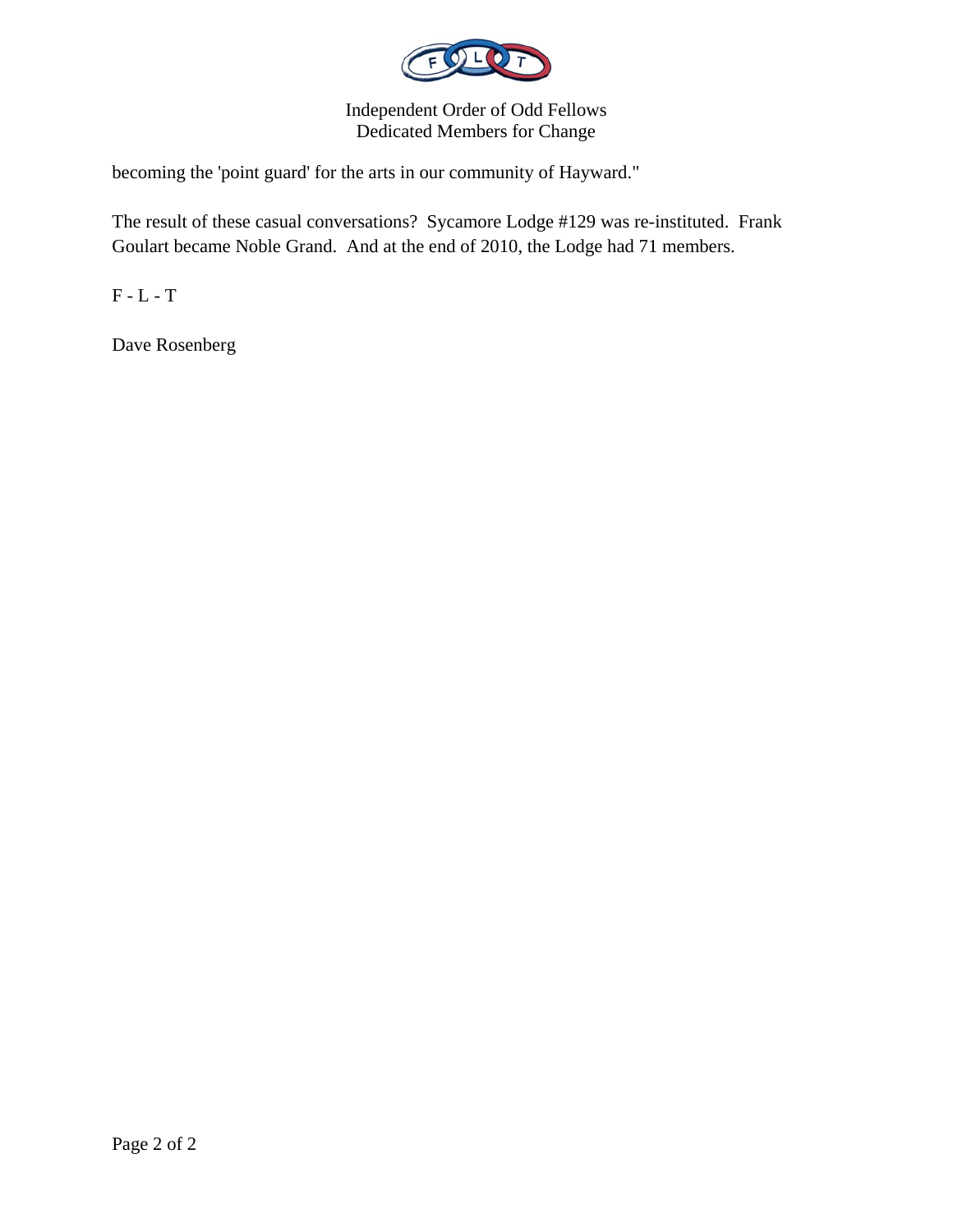becoming the 'point guard' for the arts in our community of Hayward."

The result of these casual conversations? Sycamore Lodge #129 was re-instituted. Frank Goulart became Noble Grand. And at the end of 2010, the Lodge had 71 members.

F - L - T

Dave Rosenberg